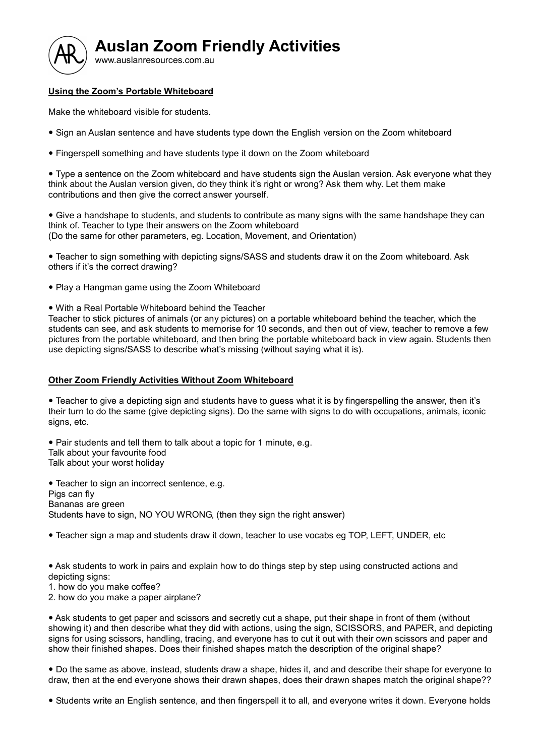# Auslan Zoom Friendly Activities

www.auslanresources.com.au

**Using the Zoom's Portable Whiteboard**

Make the whiteboard visible for students.

- Sign an Auslan sentence and have students type down the English version on the Zoom whiteboard

- Fingerspell something and have students type it down on the Zoom whiteboard

- Type a sentence on the Zoom whiteboard and have students sign the Auslan version. Ask everyone what they think about the Auslan version given, do they think it's right or wrong? Ask them why. Let them make contributions and then give the correct answer yourself.

- Give a handshape to students, and students to contribute as many signs with the same handshape they can think of. Teacher to type their answers on the Zoom whiteboard
(Do the same for other parameters, eg. Location, Movement, and Orientation)

- Teacher to sign something with depicting signs/SASS and students draw it on the Zoom whiteboard. Ask others if it's the correct drawing?

- Play a Hangman game using the Zoom Whiteboard

- With a Real Portable Whiteboard behind the Teacher
Teacher to stick pictures of animals (or any pictures) on a portable whiteboard behind the teacher, which the students can see, and ask students to memorise for 10 seconds, and then out of view, teacher to remove a few pictures from the portable whiteboard, and then bring the portable whiteboard back in view again. Students then use depicting signs/SASS to describe what's missing (without saying what it is).

**Other Zoom Friendly Activities Without Zoom Whiteboard**

- Teacher to give a depicting sign and students have to guess what it is by fingerspelling the answer, then it's their turn to do the same (give depicting signs). Do the same with signs to do with occupations, animals, iconic signs, etc.

- Pair students and tell them to talk about a topic for 1 minute, e.g.
Talk about your favourite food
Talk about your worst holiday

- Teacher to sign an incorrect sentence, e.g.
Pigs can fly
Bananas are green
Students have to sign, NO YOU WRONG, (then they sign the right answer)

- Teacher sign a map and students draw it down, teacher to use vocabs eg TOP, LEFT, UNDER, etc

- Ask students to work in pairs and explain how to do things step by step using constructed actions and depicting signs:
1. how do you make coffee?
2. how do you make a paper airplane?

- Ask students to get paper and scissors and secretly cut a shape, put their shape in front of them (without showing it) and then describe what they did with actions, using the sign, SCISSORS, and PAPER, and depicting signs for using scissors, handling, tracing, and everyone has to cut it out with their own scissors and paper and show their finished shapes. Does their finished shapes match the description of the original shape?

- Do the same as above, instead, students draw a shape, hides it, and and describe their shape for everyone to draw, then at the end everyone shows their drawn shapes, does their drawn shapes match the original shape??

- Students write an English sentence, and then fingerspell it to all, and everyone writes it down. Everyone holds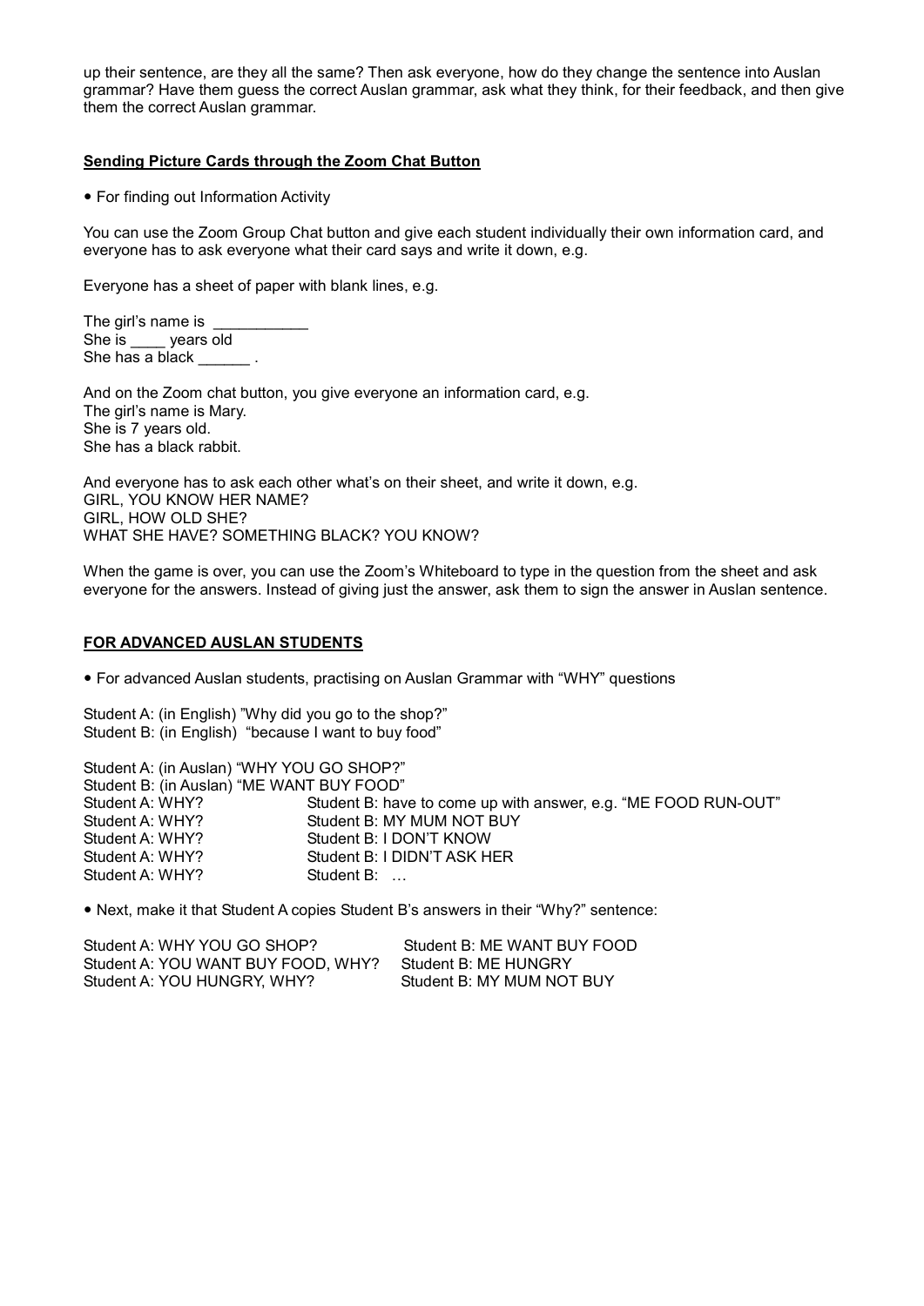up their sentence, are they all the same? Then ask everyone, how do they change the sentence into Auslan grammar? Have them guess the correct Auslan grammar, ask what they think, for their feedback, and then give them the correct Auslan grammar.

**Sending Picture Cards through the Zoom Chat Button**

- For finding out Information Activity

You can use the Zoom Group Chat button and give each student individually their own information card, and everyone has to ask everyone what their card says and write it down, e.g.

Everyone has a sheet of paper with blank lines, e.g.

The girl's name is ___________
She is ____ years old
She has a black ______ .

And on the Zoom chat button, you give everyone an information card, e.g.
The girl's name is Mary.
She is 7 years old.
She has a black rabbit.

And everyone has to ask each other what's on their sheet, and write it down, e.g.
GIRL, YOU KNOW HER NAME?
GIRL, HOW OLD SHE?
WHAT SHE HAVE? SOMETHING BLACK? YOU KNOW?

When the game is over, you can use the Zoom's Whiteboard to type in the question from the sheet and ask everyone for the answers. Instead of giving just the answer, ask them to sign the answer in Auslan sentence.

**FOR ADVANCED AUSLAN STUDENTS**

- For advanced Auslan students, practising on Auslan Grammar with "WHY" questions

Student A: (in English) "Why did you go to the shop?"
Student B: (in English) "because I want to buy food"

Student A: (in Auslan) "WHY YOU GO SHOP?"
Student B: (in Auslan) "ME WANT BUY FOOD"
Student A: WHY? Student B: have to come up with answer, e.g. "ME FOOD RUN-OUT"
Student A: WHY? Student B: MY MUM NOT BUY
Student A: WHY? Student B: I DON'T KNOW
Student A: WHY? Student B: I DIDN'T ASK HER
Student A: WHY? Student B: …

- Next, make it that Student A copies Student B's answers in their "Why?" sentence:

Student A: WHY YOU GO SHOP? Student B: ME WANT BUY FOOD
Student A: YOU WANT BUY FOOD, WHY? Student B: ME HUNGRY
Student A: YOU HUNGRY, WHY? Student B: MY MUM NOT BUY